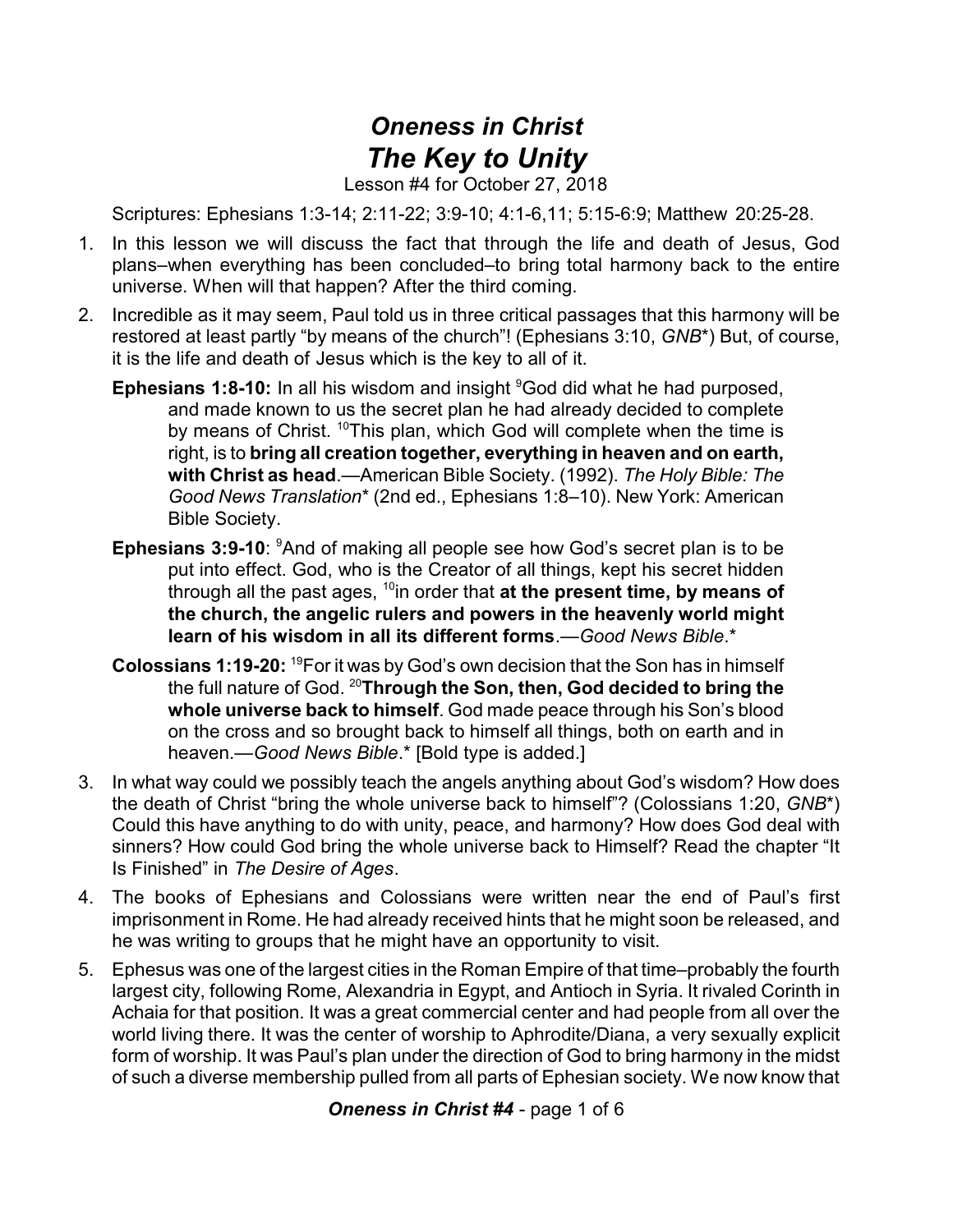# *Oneness in Christ*
# *The Key to Unity*

Lesson #4 for October 27, 2018

Scriptures: Ephesians 1:3-14; 2:11-22; 3:9-10; 4:1-6,11; 5:15-6:9; Matthew 20:25-28.

1. In this lesson we will discuss the fact that through the life and death of Jesus, God plans–when everything has been concluded–to bring total harmony back to the entire universe. When will that happen? After the third coming.

2. Incredible as it may seem, Paul told us in three critical passages that this harmony will be restored at least partly "by means of the church"! (Ephesians 3:10, *GNB*\*) But, of course, it is the life and death of Jesus which is the key to all of it.

   **Ephesians 1:8-10:** In all his wisdom and insight [9]God did what he had purposed, and made known to us the secret plan he had already decided to complete by means of Christ. [10]This plan, which God will complete when the time is right, is to **bring all creation together, everything in heaven and on earth, with Christ as head**.—American Bible Society. (1992). *The Holy Bible: The Good News Translation*\* (2nd ed., Ephesians 1:8–10). New York: American Bible Society.

   **Ephesians 3:9-10**: [9]And of making all people see how God's secret plan is to be put into effect. God, who is the Creator of all things, kept his secret hidden through all the past ages, [10]in order that **at the present time, by means of the church, the angelic rulers and powers in the heavenly world might learn of his wisdom in all its different forms**.—*Good News Bible*.\*

   **Colossians 1:19-20:** [19]For it was by God's own decision that the Son has in himself the full nature of God. [20]**Through the Son, then, God decided to bring the whole universe back to himself**. God made peace through his Son's blood on the cross and so brought back to himself all things, both on earth and in heaven.—*Good News Bible*.\* [Bold type is added.]

3. In what way could we possibly teach the angels anything about God's wisdom? How does the death of Christ "bring the whole universe back to himself"? (Colossians 1:20, *GNB*\*) Could this have anything to do with unity, peace, and harmony? How does God deal with sinners? How could God bring the whole universe back to Himself? Read the chapter "It Is Finished" in *The Desire of Ages*.

4. The books of Ephesians and Colossians were written near the end of Paul's first imprisonment in Rome. He had already received hints that he might soon be released, and he was writing to groups that he might have an opportunity to visit.

5. Ephesus was one of the largest cities in the Roman Empire of that time–probably the fourth largest city, following Rome, Alexandria in Egypt, and Antioch in Syria. It rivaled Corinth in Achaia for that position. It was a great commercial center and had people from all over the world living there. It was the center of worship to Aphrodite/Diana, a very sexually explicit form of worship. It was Paul's plan under the direction of God to bring harmony in the midst of such a diverse membership pulled from all parts of Ephesian society. We now know that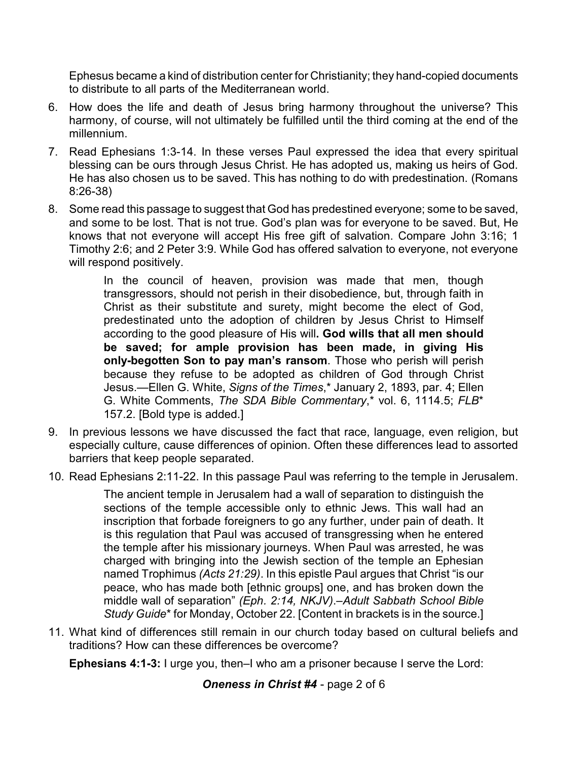Ephesus became a kind of distribution center for Christianity; they hand-copied documents to distribute to all parts of the Mediterranean world.

6. How does the life and death of Jesus bring harmony throughout the universe? This harmony, of course, will not ultimately be fulfilled until the third coming at the end of the millennium.
7. Read Ephesians 1:3-14. In these verses Paul expressed the idea that every spiritual blessing can be ours through Jesus Christ. He has adopted us, making us heirs of God. He has also chosen us to be saved. This has nothing to do with predestination. (Romans 8:26-38)
8. Some read this passage to suggest that God has predestined everyone; some to be saved, and some to be lost. That is not true. God's plan was for everyone to be saved. But, He knows that not everyone will accept His free gift of salvation. Compare John 3:16; 1 Timothy 2:6; and 2 Peter 3:9. While God has offered salvation to everyone, not everyone will respond positively.

> In the council of heaven, provision was made that men, though transgressors, should not perish in their disobedience, but, through faith in Christ as their substitute and surety, might become the elect of God, predestinated unto the adoption of children by Jesus Christ to Himself according to the good pleasure of His will**. God wills that all men should be saved; for ample provision has been made, in giving His only-begotten Son to pay man's ransom**. Those who perish will perish because they refuse to be adopted as children of God through Christ Jesus.—Ellen G. White, *Signs of the Times*,* January 2, 1893, par. 4; Ellen G. White Comments, *The SDA Bible Commentary*,* vol. 6, 1114.5; *FLB** 157.2. [Bold type is added.]

9. In previous lessons we have discussed the fact that race, language, even religion, but especially culture, cause differences of opinion. Often these differences lead to assorted barriers that keep people separated.
10. Read Ephesians 2:11-22. In this passage Paul was referring to the temple in Jerusalem.

> The ancient temple in Jerusalem had a wall of separation to distinguish the sections of the temple accessible only to ethnic Jews. This wall had an inscription that forbade foreigners to go any further, under pain of death. It is this regulation that Paul was accused of transgressing when he entered the temple after his missionary journeys. When Paul was arrested, he was charged with bringing into the Jewish section of the temple an Ephesian named Trophimus *(Acts 21:29)*. In this epistle Paul argues that Christ "is our peace, who has made both [ethnic groups] one, and has broken down the middle wall of separation" *(Eph. 2:14, NKJV)*.–*Adult Sabbath School Bible Study Guide** for Monday, October 22. [Content in brackets is in the source.]

11. What kind of differences still remain in our church today based on cultural beliefs and traditions? How can these differences be overcome?

**Ephesians 4:1-3:** I urge you, then–I who am a prisoner because I serve the Lord: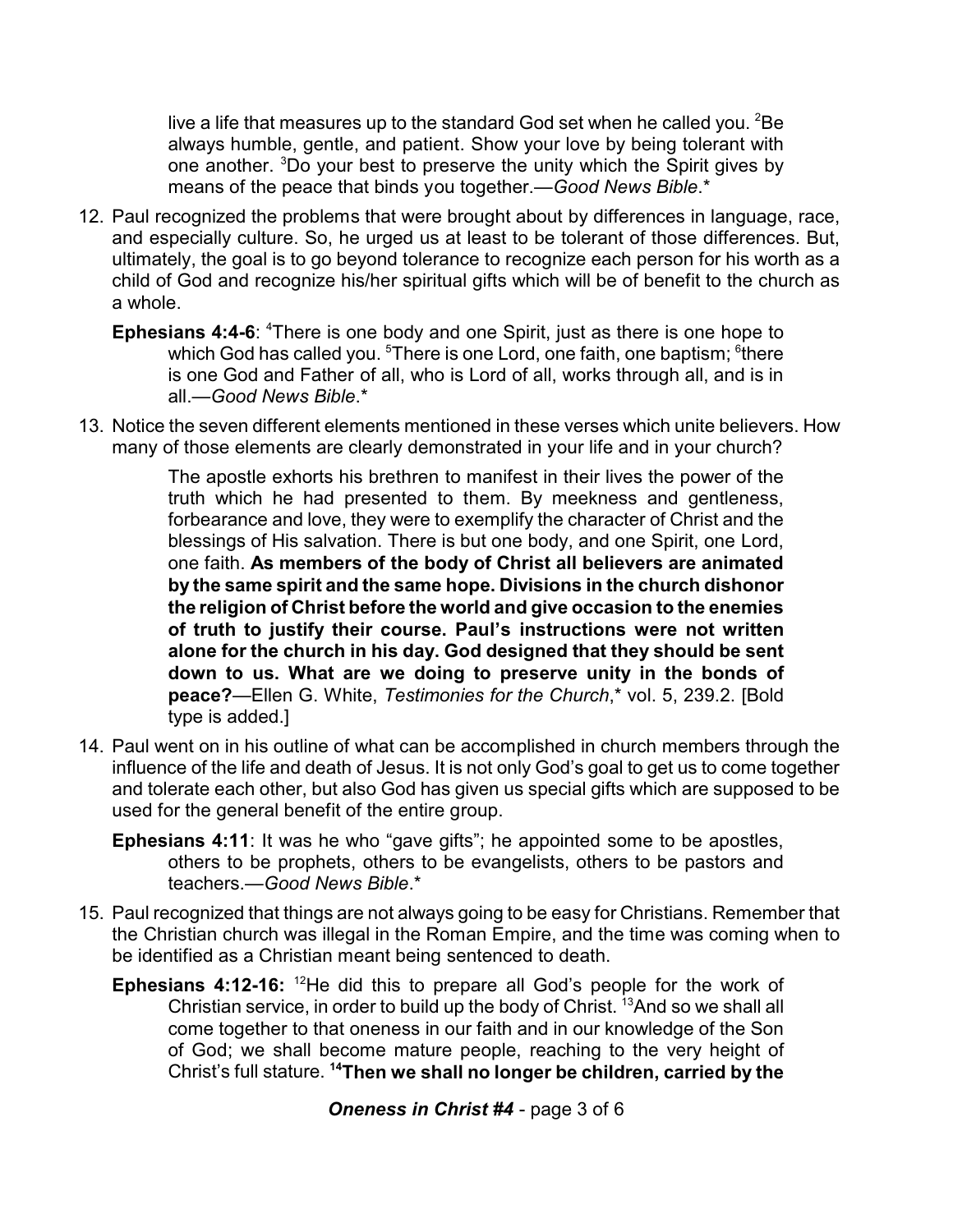live a life that measures up to the standard God set when he called you. [2]Be always humble, gentle, and patient. Show your love by being tolerant with one another. [3]Do your best to preserve the unity which the Spirit gives by means of the peace that binds you together.—*Good News Bible*.*

12. Paul recognized the problems that were brought about by differences in language, race, and especially culture. So, he urged us at least to be tolerant of those differences. But, ultimately, the goal is to go beyond tolerance to recognize each person for his worth as a child of God and recognize his/her spiritual gifts which will be of benefit to the church as a whole.

    **Ephesians 4:4-6**: [4]There is one body and one Spirit, just as there is one hope to which God has called you. [5]There is one Lord, one faith, one baptism; [6]there is one God and Father of all, who is Lord of all, works through all, and is in all.—*Good News Bible*.*

13. Notice the seven different elements mentioned in these verses which unite believers. How many of those elements are clearly demonstrated in your life and in your church?

    > The apostle exhorts his brethren to manifest in their lives the power of the truth which he had presented to them. By meekness and gentleness, forbearance and love, they were to exemplify the character of Christ and the blessings of His salvation. There is but one body, and one Spirit, one Lord, one faith. **As members of the body of Christ all believers are animated by the same spirit and the same hope. Divisions in the church dishonor the religion of Christ before the world and give occasion to the enemies of truth to justify their course. Paul's instructions were not written alone for the church in his day. God designed that they should be sent down to us. What are we doing to preserve unity in the bonds of peace?**—Ellen G. White, *Testimonies for the Church*,* vol. 5, 239.2. [Bold type is added.]

14. Paul went on in his outline of what can be accomplished in church members through the influence of the life and death of Jesus. It is not only God's goal to get us to come together and tolerate each other, but also God has given us special gifts which are supposed to be used for the general benefit of the entire group.

    **Ephesians 4:11**: It was he who "gave gifts"; he appointed some to be apostles, others to be prophets, others to be evangelists, others to be pastors and teachers.—*Good News Bible*.*

15. Paul recognized that things are not always going to be easy for Christians. Remember that the Christian church was illegal in the Roman Empire, and the time was coming when to be identified as a Christian meant being sentenced to death.

    **Ephesians 4:12-16:** [12]He did this to prepare all God's people for the work of Christian service, in order to build up the body of Christ. [13]And so we shall all come together to that oneness in our faith and in our knowledge of the Son of God; we shall become mature people, reaching to the very height of Christ's full stature. **[14]Then we shall no longer be children, carried by the**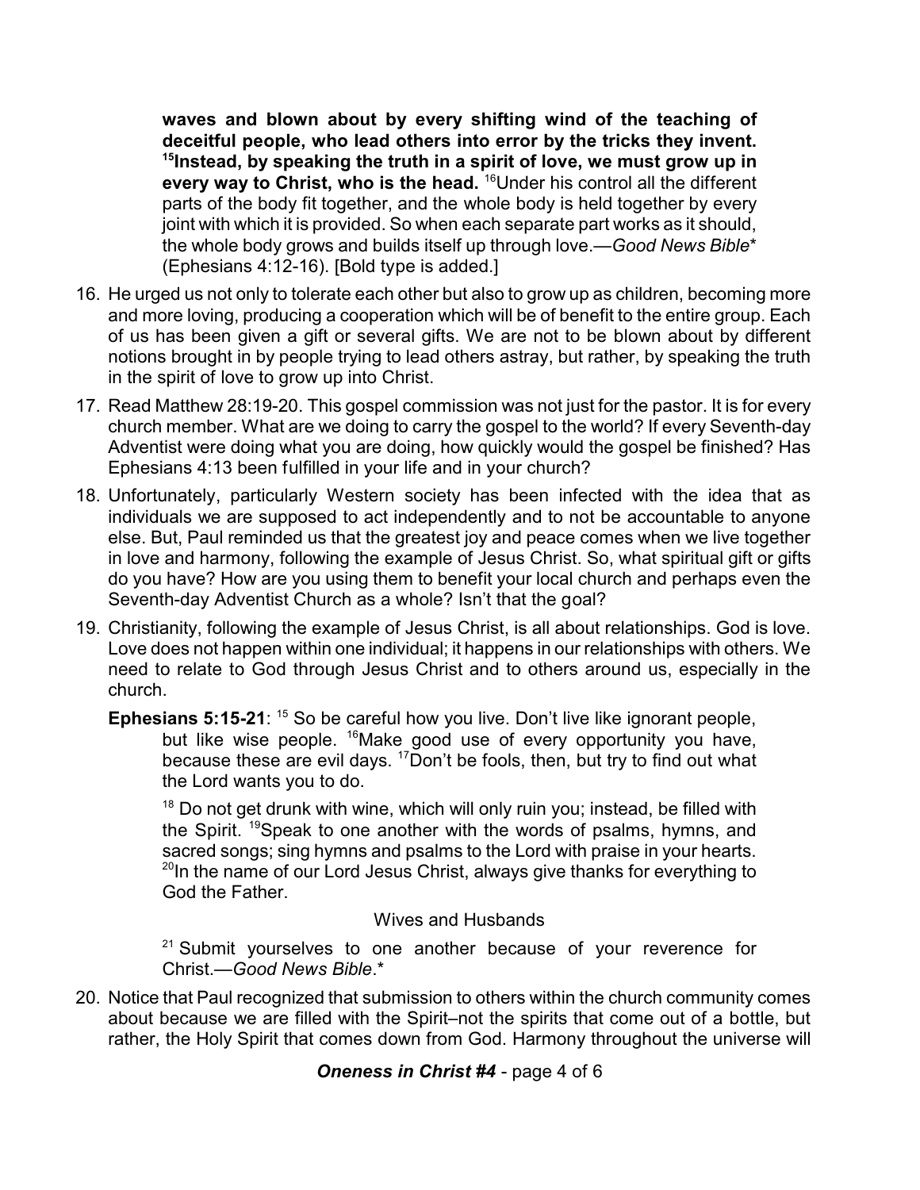**waves and blown about by every shifting wind of the teaching of deceitful people, who lead others into error by the tricks they invent. [15]Instead, by speaking the truth in a spirit of love, we must grow up in every way to Christ, who is the head.** [16]Under his control all the different parts of the body fit together, and the whole body is held together by every joint with which it is provided. So when each separate part works as it should, the whole body grows and builds itself up through love.—*Good News Bible*\* (Ephesians 4:12-16). [Bold type is added.]

16. He urged us not only to tolerate each other but also to grow up as children, becoming more and more loving, producing a cooperation which will be of benefit to the entire group. Each of us has been given a gift or several gifts. We are not to be blown about by different notions brought in by people trying to lead others astray, but rather, by speaking the truth in the spirit of love to grow up into Christ.

17. Read Matthew 28:19-20. This gospel commission was not just for the pastor. It is for every church member. What are we doing to carry the gospel to the world? If every Seventh-day Adventist were doing what you are doing, how quickly would the gospel be finished? Has Ephesians 4:13 been fulfilled in your life and in your church?

18. Unfortunately, particularly Western society has been infected with the idea that as individuals we are supposed to act independently and to not be accountable to anyone else. But, Paul reminded us that the greatest joy and peace comes when we live together in love and harmony, following the example of Jesus Christ. So, what spiritual gift or gifts do you have? How are you using them to benefit your local church and perhaps even the Seventh-day Adventist Church as a whole? Isn't that the goal?

19. Christianity, following the example of Jesus Christ, is all about relationships. God is love. Love does not happen within one individual; it happens in our relationships with others. We need to relate to God through Jesus Christ and to others around us, especially in the church.

    **Ephesians 5:15-21**: [15] So be careful how you live. Don't live like ignorant people, but like wise people. [16]Make good use of every opportunity you have, because these are evil days. [17]Don't be fools, then, but try to find out what the Lord wants you to do.

    [18] Do not get drunk with wine, which will only ruin you; instead, be filled with the Spirit. [19]Speak to one another with the words of psalms, hymns, and sacred songs; sing hymns and psalms to the Lord with praise in your hearts. [20]In the name of our Lord Jesus Christ, always give thanks for everything to God the Father.

    Wives and Husbands

    [21] Submit yourselves to one another because of your reverence for Christ.—*Good News Bible*.\*

20. Notice that Paul recognized that submission to others within the church community comes about because we are filled with the Spirit–not the spirits that come out of a bottle, but rather, the Holy Spirit that comes down from God. Harmony throughout the universe will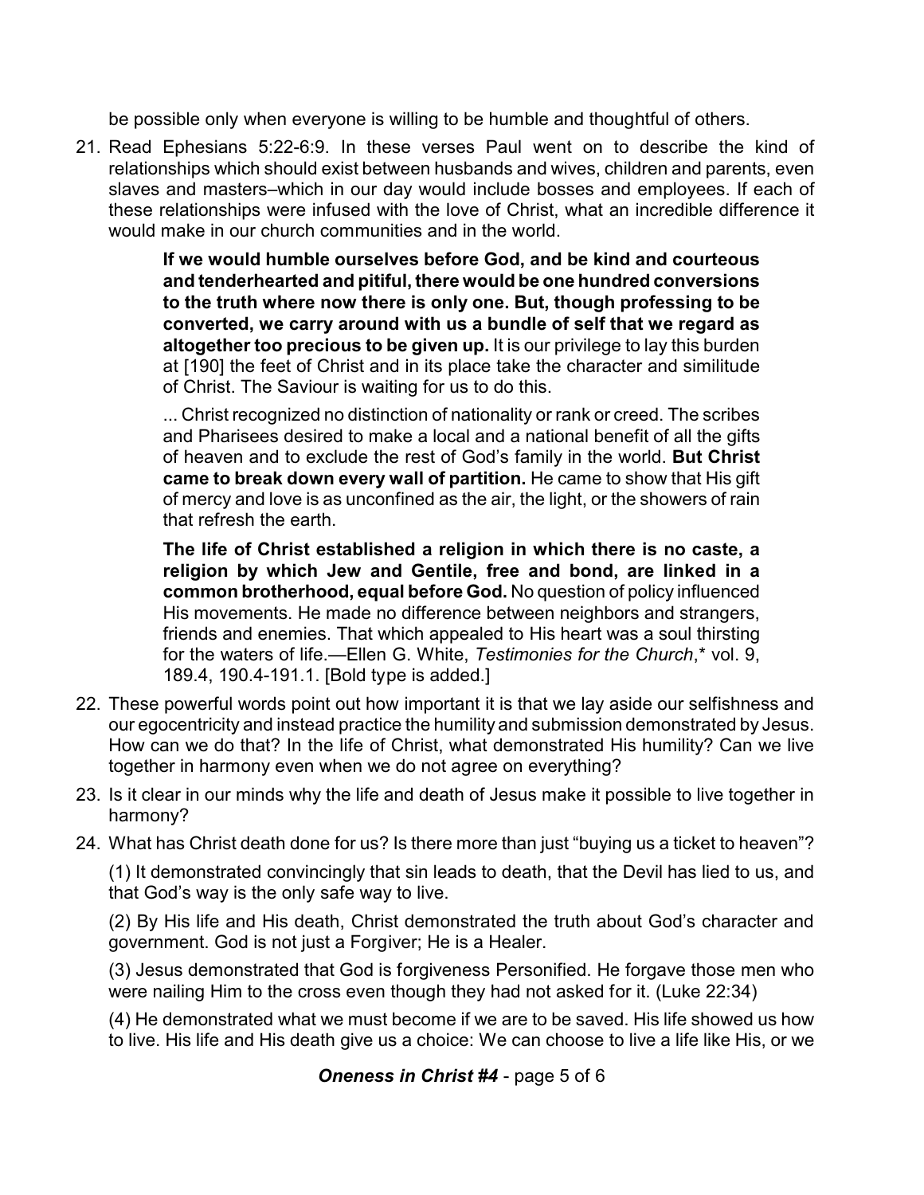be possible only when everyone is willing to be humble and thoughtful of others.

21. Read Ephesians 5:22-6:9. In these verses Paul went on to describe the kind of relationships which should exist between husbands and wives, children and parents, even slaves and masters–which in our day would include bosses and employees. If each of these relationships were infused with the love of Christ, what an incredible difference it would make in our church communities and in the world.

> **If we would humble ourselves before God, and be kind and courteous and tenderhearted and pitiful, there would be one hundred conversions to the truth where now there is only one. But, though professing to be converted, we carry around with us a bundle of self that we regard as altogether too precious to be given up.** It is our privilege to lay this burden at [190] the feet of Christ and in its place take the character and similitude of Christ. The Saviour is waiting for us to do this.
>
> ... Christ recognized no distinction of nationality or rank or creed. The scribes and Pharisees desired to make a local and a national benefit of all the gifts of heaven and to exclude the rest of God's family in the world. **But Christ came to break down every wall of partition.** He came to show that His gift of mercy and love is as unconfined as the air, the light, or the showers of rain that refresh the earth.
>
> **The life of Christ established a religion in which there is no caste, a religion by which Jew and Gentile, free and bond, are linked in a common brotherhood, equal before God.** No question of policy influenced His movements. He made no difference between neighbors and strangers, friends and enemies. That which appealed to His heart was a soul thirsting for the waters of life.—Ellen G. White, *Testimonies for the Church*,* vol. 9, 189.4, 190.4-191.1. [Bold type is added.]

22. These powerful words point out how important it is that we lay aside our selfishness and our egocentricity and instead practice the humility and submission demonstrated by Jesus. How can we do that? In the life of Christ, what demonstrated His humility? Can we live together in harmony even when we do not agree on everything?

23. Is it clear in our minds why the life and death of Jesus make it possible to live together in harmony?

24. What has Christ death done for us? Is there more than just "buying us a ticket to heaven"?

    (1) It demonstrated convincingly that sin leads to death, that the Devil has lied to us, and that God's way is the only safe way to live.

    (2) By His life and His death, Christ demonstrated the truth about God's character and government. God is not just a Forgiver; He is a Healer.

    (3) Jesus demonstrated that God is forgiveness Personified. He forgave those men who were nailing Him to the cross even though they had not asked for it. (Luke 22:34)

    (4) He demonstrated what we must become if we are to be saved. His life showed us how to live. His life and His death give us a choice: We can choose to live a life like His, or we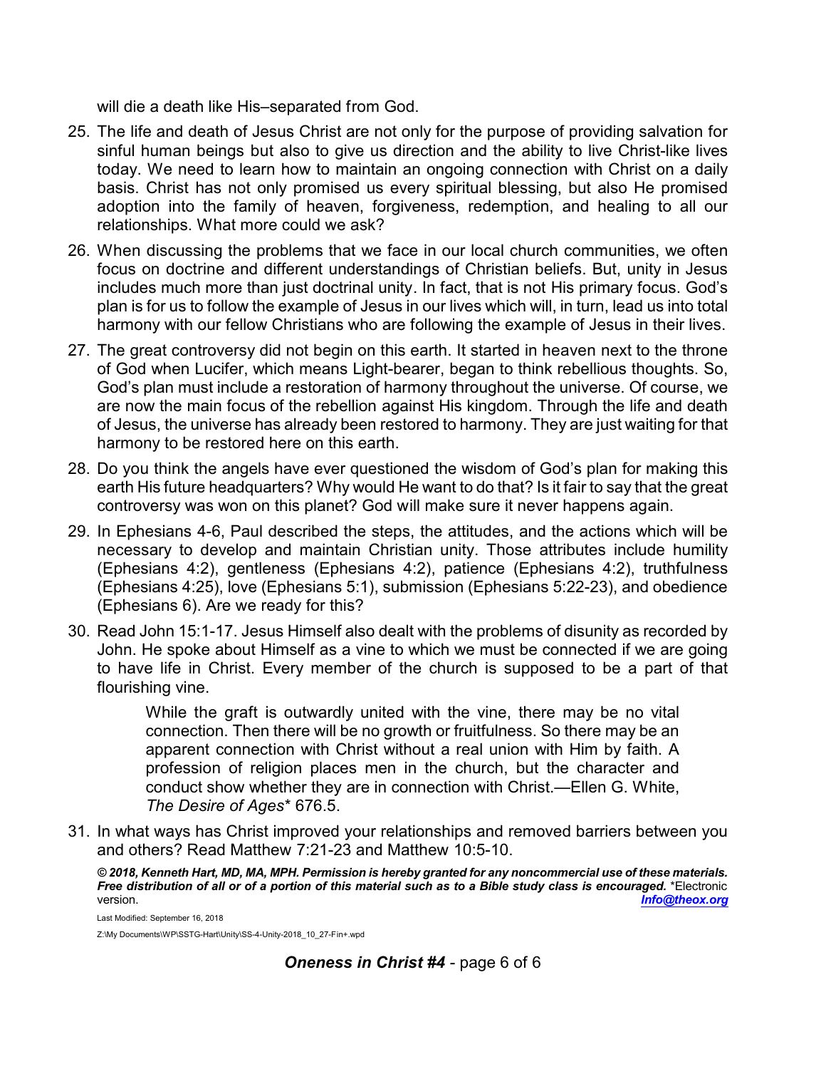will die a death like His–separated from God.

25. The life and death of Jesus Christ are not only for the purpose of providing salvation for sinful human beings but also to give us direction and the ability to live Christ-like lives today. We need to learn how to maintain an ongoing connection with Christ on a daily basis. Christ has not only promised us every spiritual blessing, but also He promised adoption into the family of heaven, forgiveness, redemption, and healing to all our relationships. What more could we ask?

26. When discussing the problems that we face in our local church communities, we often focus on doctrine and different understandings of Christian beliefs. But, unity in Jesus includes much more than just doctrinal unity. In fact, that is not His primary focus. God's plan is for us to follow the example of Jesus in our lives which will, in turn, lead us into total harmony with our fellow Christians who are following the example of Jesus in their lives.

27. The great controversy did not begin on this earth. It started in heaven next to the throne of God when Lucifer, which means Light-bearer, began to think rebellious thoughts. So, God's plan must include a restoration of harmony throughout the universe. Of course, we are now the main focus of the rebellion against His kingdom. Through the life and death of Jesus, the universe has already been restored to harmony. They are just waiting for that harmony to be restored here on this earth.

28. Do you think the angels have ever questioned the wisdom of God's plan for making this earth His future headquarters? Why would He want to do that? Is it fair to say that the great controversy was won on this planet? God will make sure it never happens again.

29. In Ephesians 4-6, Paul described the steps, the attitudes, and the actions which will be necessary to develop and maintain Christian unity. Those attributes include humility (Ephesians 4:2), gentleness (Ephesians 4:2), patience (Ephesians 4:2), truthfulness (Ephesians 4:25), love (Ephesians 5:1), submission (Ephesians 5:22-23), and obedience (Ephesians 6). Are we ready for this?

30. Read John 15:1-17. Jesus Himself also dealt with the problems of disunity as recorded by John. He spoke about Himself as a vine to which we must be connected if we are going to have life in Christ. Every member of the church is supposed to be a part of that flourishing vine.

    > While the graft is outwardly united with the vine, there may be no vital connection. Then there will be no growth or fruitfulness. So there may be an apparent connection with Christ without a real union with Him by faith. A profession of religion places men in the church, but the character and conduct show whether they are in connection with Christ.—Ellen G. White, *The Desire of Ages*\* 676.5.

31. In what ways has Christ improved your relationships and removed barriers between you and others? Read Matthew 7:21-23 and Matthew 10:5-10.

***© 2018, Kenneth Hart, MD, MA, MPH. Permission is hereby granted for any noncommercial use of these materials. Free distribution of all or of a portion of this material such as to a Bible study class is encouraged.*** \*Electronic version. ***Info@theox.org***

Last Modified: September 16, 2018

Z:\My Documents\WP\SSTG-Hart\Unity\SS-4-Unity-2018_10_27-Fin+.wpd